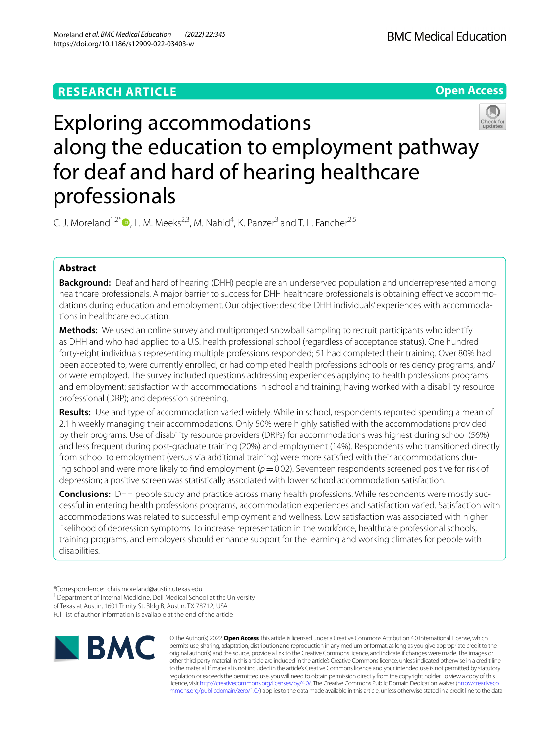**RESEARCH ARTICLE**

**Open Access**

# Exploring accommodations along the education to employment pathway for deaf and hard of hearing healthcare professionals

C. J. Moreland[1,2*], L. M. Meeks[2,3], M. Nahid[4], K. Panzer[3] and T. L. Fancher[2,5]

## Abstract

**Background:** Deaf and hard of hearing (DHH) people are an underserved population and underrepresented among healthcare professionals. A major barrier to success for DHH healthcare professionals is obtaining effective accommodations during education and employment. Our objective: describe DHH individuals' experiences with accommodations in healthcare education.

**Methods:** We used an online survey and multipronged snowball sampling to recruit participants who identify as DHH and who had applied to a U.S. health professional school (regardless of acceptance status). One hundred forty-eight individuals representing multiple professions responded; 51 had completed their training. Over 80% had been accepted to, were currently enrolled, or had completed health professions schools or residency programs, and/or were employed. The survey included questions addressing experiences applying to health professions programs and employment; satisfaction with accommodations in school and training; having worked with a disability resource professional (DRP); and depression screening.

**Results:** Use and type of accommodation varied widely. While in school, respondents reported spending a mean of 2.1 h weekly managing their accommodations. Only 50% were highly satisfied with the accommodations provided by their programs. Use of disability resource providers (DRPs) for accommodations was highest during school (56%) and less frequent during post-graduate training (20%) and employment (14%). Respondents who transitioned directly from school to employment (versus via additional training) were more satisfied with their accommodations during school and were more likely to find employment ($p = 0.02$). Seventeen respondents screened positive for risk of depression; a positive screen was statistically associated with lower school accommodation satisfaction.

**Conclusions:** DHH people study and practice across many health professions. While respondents were mostly successful in entering health professions programs, accommodation experiences and satisfaction varied. Satisfaction with accommodations was related to successful employment and wellness. Low satisfaction was associated with higher likelihood of depression symptoms. To increase representation in the workforce, healthcare professional schools, training programs, and employers should enhance support for the learning and working climates for people with disabilities.

*Correspondence: chris.moreland@austin.utexas.edu

[1] Department of Internal Medicine, Dell Medical School at the University of Texas at Austin, 1601 Trinity St, Bldg B, Austin, TX 78712, USA

Full list of author information is available at the end of the article

© The Author(s) 2022. **Open Access** This article is licensed under a Creative Commons Attribution 4.0 International License, which permits use, sharing, adaptation, distribution and reproduction in any medium or format, as long as you give appropriate credit to the original author(s) and the source, provide a link to the Creative Commons licence, and indicate if changes were made. The images or other third party material in this article are included in the article's Creative Commons licence, unless indicated otherwise in a credit line to the material. If material is not included in the article's Creative Commons licence and your intended use is not permitted by statutory regulation or exceeds the permitted use, you will need to obtain permission directly from the copyright holder. To view a copy of this licence, visit http://creativecommons.org/licenses/by/4.0/. The Creative Commons Public Domain Dedication waiver (http://creativecommons.org/publicdomain/zero/1.0/) applies to the data made available in this article, unless otherwise stated in a credit line to the data.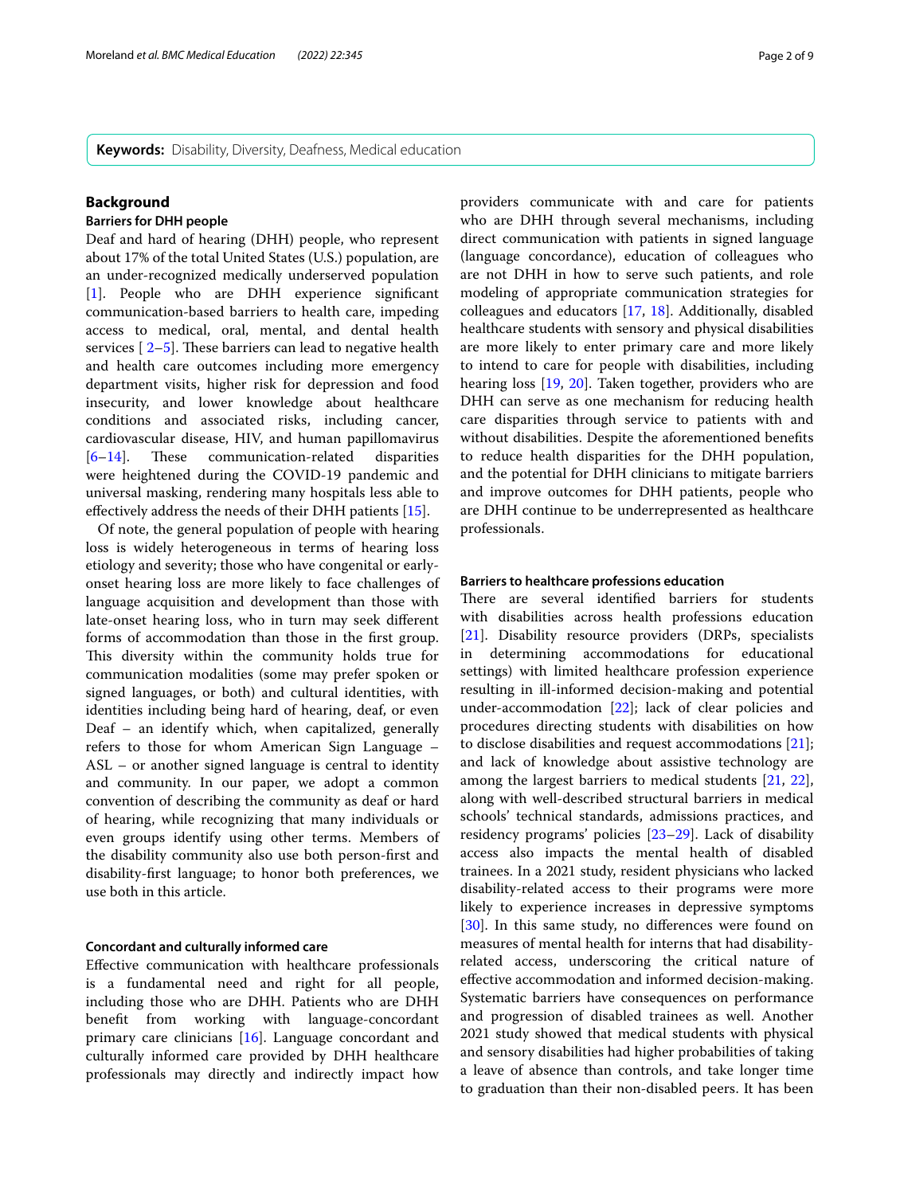**Keywords:** Disability, Diversity, Deafness, Medical education

## Background

### Barriers for DHH people

Deaf and hard of hearing (DHH) people, who represent about 17% of the total United States (U.S.) population, are an under-recognized medically underserved population [1]. People who are DHH experience significant communication-based barriers to health care, impeding access to medical, oral, mental, and dental health services [ 2–5]. These barriers can lead to negative health and health care outcomes including more emergency department visits, higher risk for depression and food insecurity, and lower knowledge about healthcare conditions and associated risks, including cancer, cardiovascular disease, HIV, and human papillomavirus [6–14]. These communication-related disparities were heightened during the COVID-19 pandemic and universal masking, rendering many hospitals less able to effectively address the needs of their DHH patients [15].

Of note, the general population of people with hearing loss is widely heterogeneous in terms of hearing loss etiology and severity; those who have congenital or early-onset hearing loss are more likely to face challenges of language acquisition and development than those with late-onset hearing loss, who in turn may seek different forms of accommodation than those in the first group. This diversity within the community holds true for communication modalities (some may prefer spoken or signed languages, or both) and cultural identities, with identities including being hard of hearing, deaf, or even Deaf – an identify which, when capitalized, generally refers to those for whom American Sign Language – ASL – or another signed language is central to identity and community. In our paper, we adopt a common convention of describing the community as deaf or hard of hearing, while recognizing that many individuals or even groups identify using other terms. Members of the disability community also use both person-first and disability-first language; to honor both preferences, we use both in this article.

### Concordant and culturally informed care

Effective communication with healthcare professionals is a fundamental need and right for all people, including those who are DHH. Patients who are DHH benefit from working with language-concordant primary care clinicians [16]. Language concordant and culturally informed care provided by DHH healthcare professionals may directly and indirectly impact how providers communicate with and care for patients who are DHH through several mechanisms, including direct communication with patients in signed language (language concordance), education of colleagues who are not DHH in how to serve such patients, and role modeling of appropriate communication strategies for colleagues and educators [17, 18]. Additionally, disabled healthcare students with sensory and physical disabilities are more likely to enter primary care and more likely to intend to care for people with disabilities, including hearing loss [19, 20]. Taken together, providers who are DHH can serve as one mechanism for reducing health care disparities through service to patients with and without disabilities. Despite the aforementioned benefits to reduce health disparities for the DHH population, and the potential for DHH clinicians to mitigate barriers and improve outcomes for DHH patients, people who are DHH continue to be underrepresented as healthcare professionals.

### Barriers to healthcare professions education

There are several identified barriers for students with disabilities across health professions education [21]. Disability resource providers (DRPs, specialists in determining accommodations for educational settings) with limited healthcare profession experience resulting in ill-informed decision-making and potential under-accommodation [22]; lack of clear policies and procedures directing students with disabilities on how to disclose disabilities and request accommodations [21]; and lack of knowledge about assistive technology are among the largest barriers to medical students [21, 22], along with well-described structural barriers in medical schools' technical standards, admissions practices, and residency programs' policies [23–29]. Lack of disability access also impacts the mental health of disabled trainees. In a 2021 study, resident physicians who lacked disability-related access to their programs were more likely to experience increases in depressive symptoms [30]. In this same study, no differences were found on measures of mental health for interns that had disability-related access, underscoring the critical nature of effective accommodation and informed decision-making. Systematic barriers have consequences on performance and progression of disabled trainees as well. Another 2021 study showed that medical students with physical and sensory disabilities had higher probabilities of taking a leave of absence than controls, and take longer time to graduation than their non-disabled peers. It has been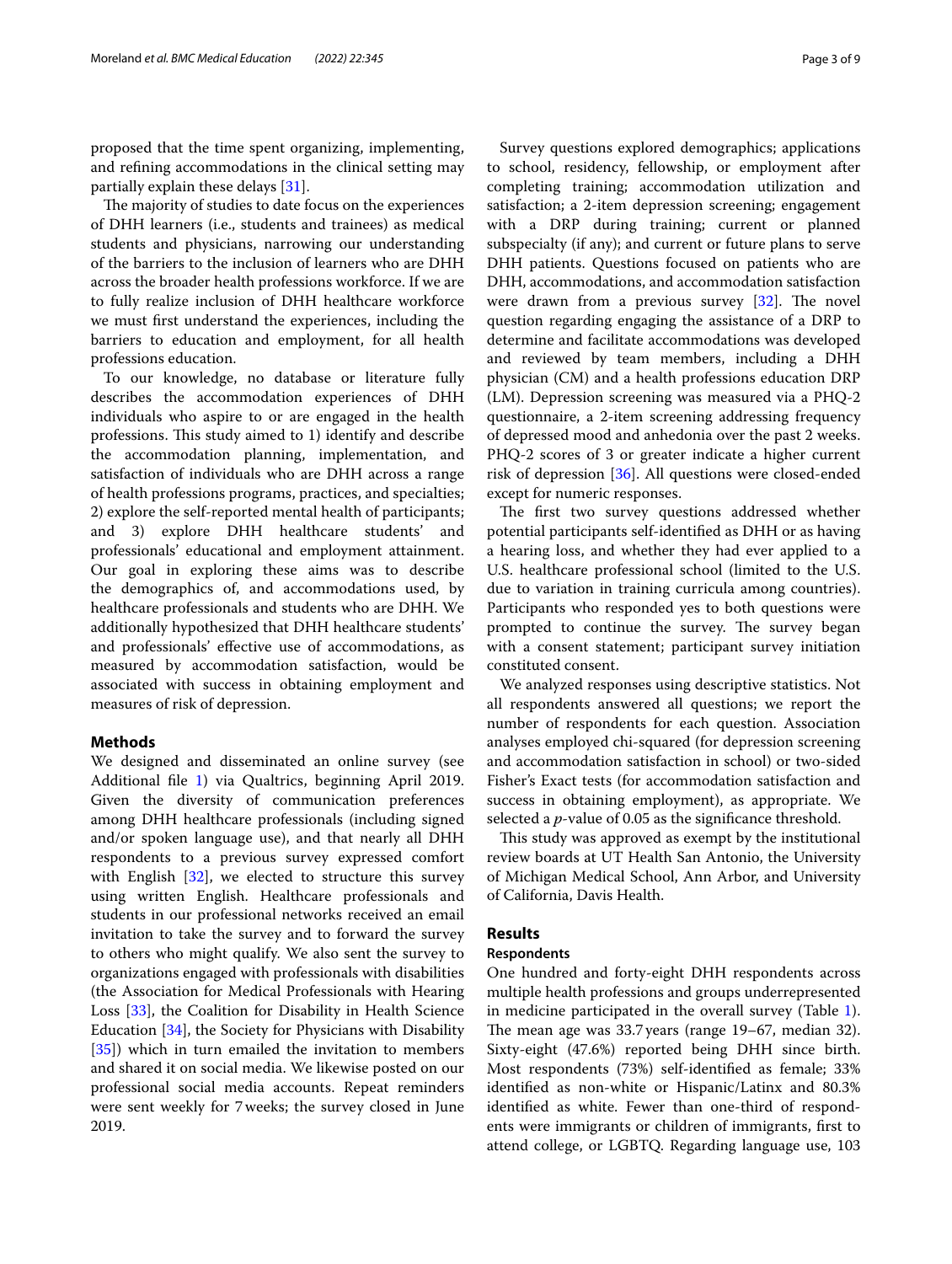proposed that the time spent organizing, implementing, and refining accommodations in the clinical setting may partially explain these delays [31].

The majority of studies to date focus on the experiences of DHH learners (i.e., students and trainees) as medical students and physicians, narrowing our understanding of the barriers to the inclusion of learners who are DHH across the broader health professions workforce. If we are to fully realize inclusion of DHH healthcare workforce we must first understand the experiences, including the barriers to education and employment, for all health professions education.

To our knowledge, no database or literature fully describes the accommodation experiences of DHH individuals who aspire to or are engaged in the health professions. This study aimed to 1) identify and describe the accommodation planning, implementation, and satisfaction of individuals who are DHH across a range of health professions programs, practices, and specialties; 2) explore the self-reported mental health of participants; and 3) explore DHH healthcare students' and professionals' educational and employment attainment. Our goal in exploring these aims was to describe the demographics of, and accommodations used, by healthcare professionals and students who are DHH. We additionally hypothesized that DHH healthcare students' and professionals' effective use of accommodations, as measured by accommodation satisfaction, would be associated with success in obtaining employment and measures of risk of depression.

## Methods

We designed and disseminated an online survey (see Additional file 1) via Qualtrics, beginning April 2019. Given the diversity of communication preferences among DHH healthcare professionals (including signed and/or spoken language use), and that nearly all DHH respondents to a previous survey expressed comfort with English [32], we elected to structure this survey using written English. Healthcare professionals and students in our professional networks received an email invitation to take the survey and to forward the survey to others who might qualify. We also sent the survey to organizations engaged with professionals with disabilities (the Association for Medical Professionals with Hearing Loss [33], the Coalition for Disability in Health Science Education [34], the Society for Physicians with Disability [35]) which in turn emailed the invitation to members and shared it on social media. We likewise posted on our professional social media accounts. Repeat reminders were sent weekly for 7 weeks; the survey closed in June 2019.

Survey questions explored demographics; applications to school, residency, fellowship, or employment after completing training; accommodation utilization and satisfaction; a 2-item depression screening; engagement with a DRP during training; current or planned subspecialty (if any); and current or future plans to serve DHH patients. Questions focused on patients who are DHH, accommodations, and accommodation satisfaction were drawn from a previous survey [32]. The novel question regarding engaging the assistance of a DRP to determine and facilitate accommodations was developed and reviewed by team members, including a DHH physician (CM) and a health professions education DRP (LM). Depression screening was measured via a PHQ-2 questionnaire, a 2-item screening addressing frequency of depressed mood and anhedonia over the past 2 weeks. PHQ-2 scores of 3 or greater indicate a higher current risk of depression [36]. All questions were closed-ended except for numeric responses.

The first two survey questions addressed whether potential participants self-identified as DHH or as having a hearing loss, and whether they had ever applied to a U.S. healthcare professional school (limited to the U.S. due to variation in training curricula among countries). Participants who responded yes to both questions were prompted to continue the survey. The survey began with a consent statement; participant survey initiation constituted consent.

We analyzed responses using descriptive statistics. Not all respondents answered all questions; we report the number of respondents for each question. Association analyses employed chi-squared (for depression screening and accommodation satisfaction in school) or two-sided Fisher's Exact tests (for accommodation satisfaction and success in obtaining employment), as appropriate. We selected a $p$-value of 0.05 as the significance threshold.

This study was approved as exempt by the institutional review boards at UT Health San Antonio, the University of Michigan Medical School, Ann Arbor, and University of California, Davis Health.

## Results

### Respondents

One hundred and forty-eight DHH respondents across multiple health professions and groups underrepresented in medicine participated in the overall survey (Table 1). The mean age was 33.7 years (range 19–67, median 32). Sixty-eight (47.6%) reported being DHH since birth. Most respondents (73%) self-identified as female; 33% identified as non-white or Hispanic/Latinx and 80.3% identified as white. Fewer than one-third of respondents were immigrants or children of immigrants, first to attend college, or LGBTQ. Regarding language use, 103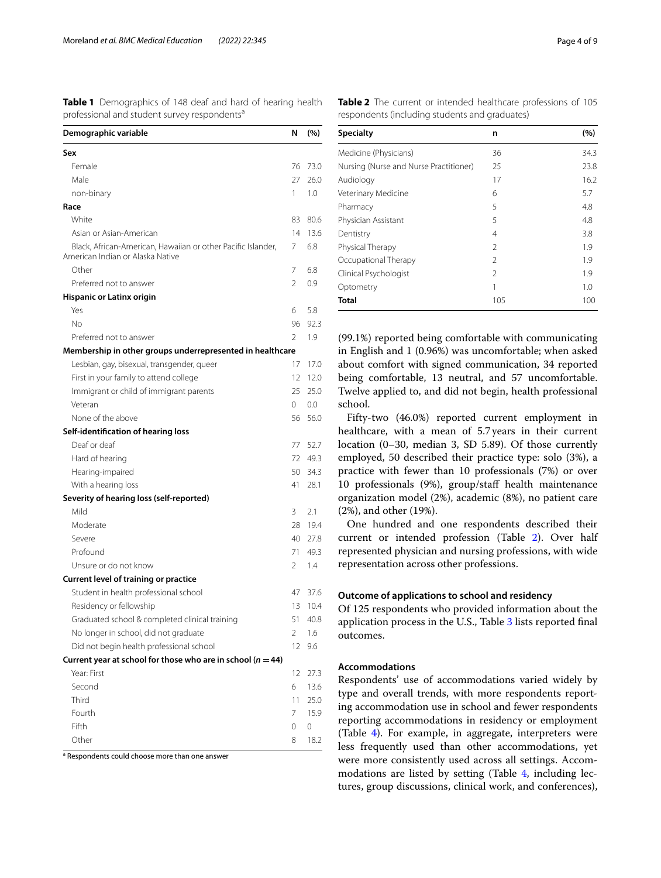**Table 1** Demographics of 148 deaf and hard of hearing health professional and student survey respondents[a]

| Demographic variable | N | (%) |
|---|---|---|
| **Sex** | | |
| Female | 76 | 73.0 |
| Male | 27 | 26.0 |
| non-binary | 1 | 1.0 |
| **Race** | | |
| White | 83 | 80.6 |
| Asian or Asian-American | 14 | 13.6 |
| Black, African-American, Hawaiian or other Pacific Islander, American Indian or Alaska Native | 7 | 6.8 |
| Other | 7 | 6.8 |
| Preferred not to answer | 2 | 0.9 |
| **Hispanic or Latinx origin** | | |
| Yes | 6 | 5.8 |
| No | 96 | 92.3 |
| Preferred not to answer | 2 | 1.9 |
| **Membership in other groups underrepresented in healthcare** | | |
| Lesbian, gay, bisexual, transgender, queer | 17 | 17.0 |
| First in your family to attend college | 12 | 12.0 |
| Immigrant or child of immigrant parents | 25 | 25.0 |
| Veteran | 0 | 0.0 |
| None of the above | 56 | 56.0 |
| **Self-identification of hearing loss** | | |
| Deaf or deaf | 77 | 52.7 |
| Hard of hearing | 72 | 49.3 |
| Hearing-impaired | 50 | 34.3 |
| With a hearing loss | 41 | 28.1 |
| **Severity of hearing loss (self-reported)** | | |
| Mild | 3 | 2.1 |
| Moderate | 28 | 19.4 |
| Severe | 40 | 27.8 |
| Profound | 71 | 49.3 |
| Unsure or do not know | 2 | 1.4 |
| **Current level of training or practice** | | |
| Student in health professional school | 47 | 37.6 |
| Residency or fellowship | 13 | 10.4 |
| Graduated school & completed clinical training | 51 | 40.8 |
| No longer in school, did not graduate | 2 | 1.6 |
| Did not begin health professional school | 12 | 9.6 |
| **Current year at school for those who are in school ($n = 44$)** | | |
| Year: First | 12 | 27.3 |
| Second | 6 | 13.6 |
| Third | 11 | 25.0 |
| Fourth | 7 | 15.9 |
| Fifth | 0 | 0 |
| Other | 8 | 18.2 |

[a] Respondents could choose more than one answer

**Table 2** The current or intended healthcare professions of 105 respondents (including students and graduates)

| Specialty | n | (%) |
|---|---|---|
| Medicine (Physicians) | 36 | 34.3 |
| Nursing (Nurse and Nurse Practitioner) | 25 | 23.8 |
| Audiology | 17 | 16.2 |
| Veterinary Medicine | 6 | 5.7 |
| Pharmacy | 5 | 4.8 |
| Physician Assistant | 5 | 4.8 |
| Dentistry | 4 | 3.8 |
| Physical Therapy | 2 | 1.9 |
| Occupational Therapy | 2 | 1.9 |
| Clinical Psychologist | 2 | 1.9 |
| Optometry | 1 | 1.0 |
| **Total** | 105 | 100 |

(99.1%) reported being comfortable with communicating in English and 1 (0.96%) was uncomfortable; when asked about comfort with signed communication, 34 reported being comfortable, 13 neutral, and 57 uncomfortable. Twelve applied to, and did not begin, health professional school.

Fifty-two (46.0%) reported current employment in healthcare, with a mean of 5.7 years in their current location (0–30, median 3, SD 5.89). Of those currently employed, 50 described their practice type: solo (3%), a practice with fewer than 10 professionals (7%) or over 10 professionals (9%), group/staff health maintenance organization model (2%), academic (8%), no patient care (2%), and other (19%).

One hundred and one respondents described their current or intended profession (Table 2). Over half represented physician and nursing professions, with wide representation across other professions.

### Outcome of applications to school and residency

Of 125 respondents who provided information about the application process in the U.S., Table 3 lists reported final outcomes.

### Accommodations

Respondents' use of accommodations varied widely by type and overall trends, with more respondents reporting accommodation use in school and fewer respondents reporting accommodations in residency or employment (Table 4). For example, in aggregate, interpreters were less frequently used than other accommodations, yet were more consistently used across all settings. Accommodations are listed by setting (Table 4, including lectures, group discussions, clinical work, and conferences),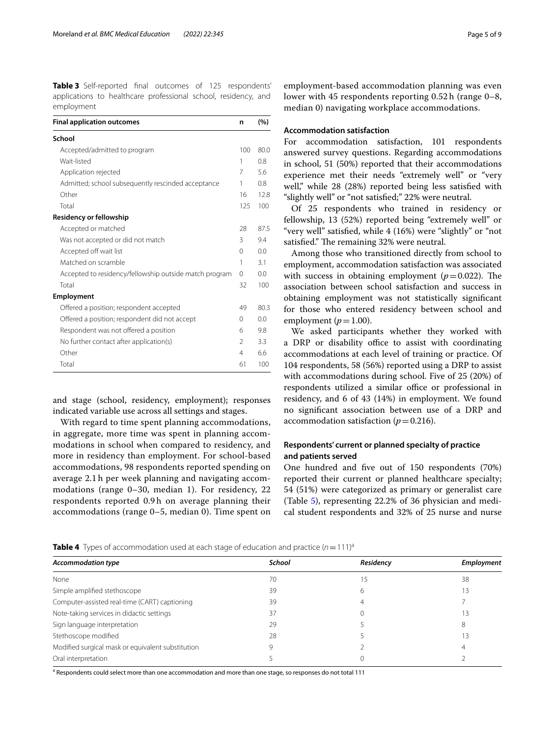**Table 3** Self-reported final outcomes of 125 respondents' applications to healthcare professional school, residency, and employment

| Final application outcomes | n | (%) |
|---|---|---|
| **School** | | |
| Accepted/admitted to program | 100 | 80.0 |
| Wait-listed | 1 | 0.8 |
| Application rejected | 7 | 5.6 |
| Admitted; school subsequently rescinded acceptance | 1 | 0.8 |
| Other | 16 | 12.8 |
| Total | 125 | 100 |
| **Residency or fellowship** | | |
| Accepted or matched | 28 | 87.5 |
| Was not accepted or did not match | 3 | 9.4 |
| Accepted off wait list | 0 | 0.0 |
| Matched on scramble | 1 | 3.1 |
| Accepted to residency/fellowship outside match program | 0 | 0.0 |
| Total | 32 | 100 |
| **Employment** | | |
| Offered a position; respondent accepted | 49 | 80.3 |
| Offered a position; respondent did not accept | 0 | 0.0 |
| Respondent was not offered a position | 6 | 9.8 |
| No further contact after application(s) | 2 | 3.3 |
| Other | 4 | 6.6 |
| Total | 61 | 100 |

and stage (school, residency, employment); responses indicated variable use across all settings and stages.

With regard to time spent planning accommodations, in aggregate, more time was spent in planning accommodations in school when compared to residency, and more in residency than employment. For school-based accommodations, 98 respondents reported spending on average 2.1 h per week planning and navigating accommodations (range 0–30, median 1). For residency, 22 respondents reported 0.9 h on average planning their accommodations (range 0–5, median 0). Time spent on employment-based accommodation planning was even lower with 45 respondents reporting 0.52 h (range 0–8, median 0) navigating workplace accommodations.

### Accommodation satisfaction

For accommodation satisfaction, 101 respondents answered survey questions. Regarding accommodations in school, 51 (50%) reported that their accommodations experience met their needs "extremely well" or "very well," while 28 (28%) reported being less satisfied with "slightly well" or "not satisfied;" 22% were neutral.

Of 25 respondents who trained in residency or fellowship, 13 (52%) reported being "extremely well" or "very well" satisfied, while 4 (16%) were "slightly" or "not satisfied." The remaining 32% were neutral.

Among those who transitioned directly from school to employment, accommodation satisfaction was associated with success in obtaining employment ($p = 0.022$). The association between school satisfaction and success in obtaining employment was not statistically significant for those who entered residency between school and employment ($p = 1.00$).

We asked participants whether they worked with a DRP or disability office to assist with coordinating accommodations at each level of training or practice. Of 104 respondents, 58 (56%) reported using a DRP to assist with accommodations during school. Five of 25 (20%) of respondents utilized a similar office or professional in residency, and 6 of 43 (14%) in employment. We found no significant association between use of a DRP and accommodation satisfaction ($p = 0.216$).

### Respondents' current or planned specialty of practice and patients served

One hundred and five out of 150 respondents (70%) reported their current or planned healthcare specialty; 54 (51%) were categorized as primary or generalist care (Table 5), representing 22.2% of 36 physician and medical student respondents and 32% of 25 nurse and nurse

**Table 4** Types of accommodation used at each stage of education and practice ($n = 111$)[a]

| *Accommodation type* | *School* | *Residency* | *Employment* |
|---|---|---|---|
| None | 70 | 15 | 38 |
| Simple amplified stethoscope | 39 | 6 | 13 |
| Computer-assisted real-time (CART) captioning | 39 | 4 | 7 |
| Note-taking services in didactic settings | 37 | 0 | 13 |
| Sign language interpretation | 29 | 5 | 8 |
| Stethoscope modified | 28 | 5 | 13 |
| Modified surgical mask or equivalent substitution | 9 | 2 | 4 |
| Oral interpretation | 5 | 0 | 2 |

[a] Respondents could select more than one accommodation and more than one stage, so responses do not total 111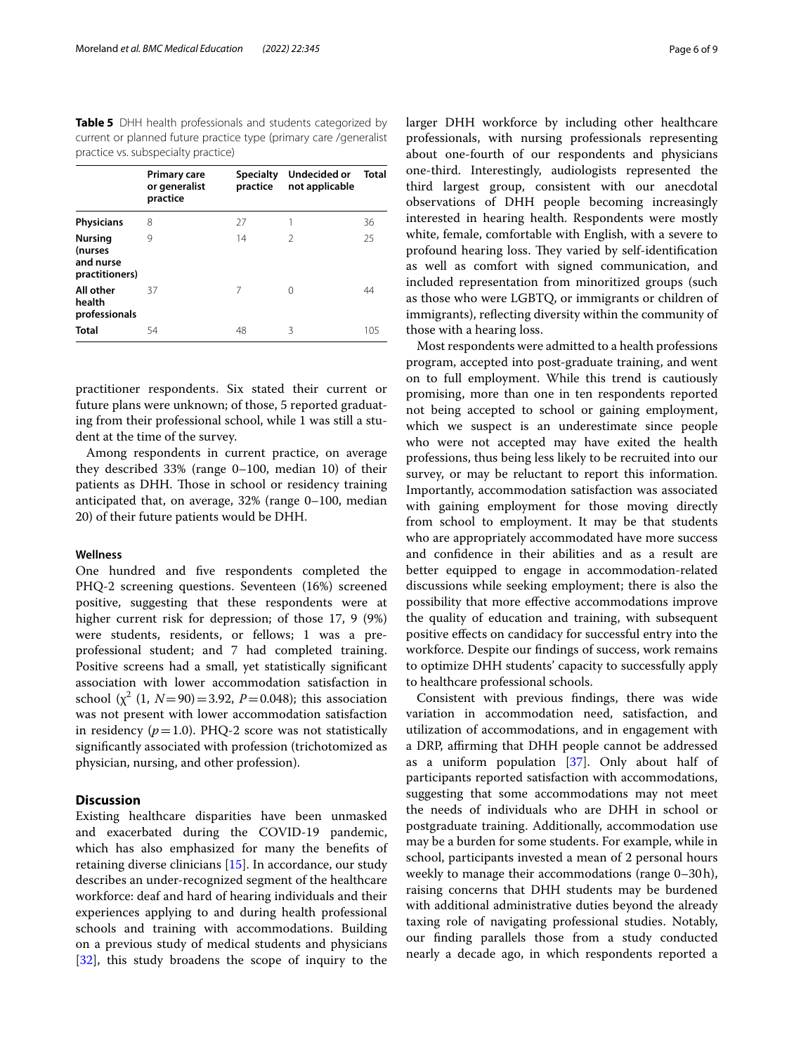**Table 5** DHH health professionals and students categorized by current or planned future practice type (primary care /generalist practice vs. subspecialty practice)

| | Primary care or generalist practice | Specialty practice | Undecided or not applicable | Total |
|---|---|---|---|---|
| **Physicians** | 8 | 27 | 1 | 36 |
| **Nursing (nurses and nurse practitioners)** | 9 | 14 | 2 | 25 |
| **All other health professionals** | 37 | 7 | 0 | 44 |
| **Total** | 54 | 48 | 3 | 105 |

practitioner respondents. Six stated their current or future plans were unknown; of those, 5 reported graduating from their professional school, while 1 was still a student at the time of the survey.

Among respondents in current practice, on average they described 33% (range 0–100, median 10) of their patients as DHH. Those in school or residency training anticipated that, on average, 32% (range 0–100, median 20) of their future patients would be DHH.

### Wellness

One hundred and five respondents completed the PHQ-2 screening questions. Seventeen (16%) screened positive, suggesting that these respondents were at higher current risk for depression; of those 17, 9 (9%) were students, residents, or fellows; 1 was a pre-professional student; and 7 had completed training. Positive screens had a small, yet statistically significant association with lower accommodation satisfaction in school ($\chi^2$ (1, $N=90$) $=3.92$, $P=0.048$); this association was not present with lower accommodation satisfaction in residency ($p=1.0$). PHQ-2 score was not statistically significantly associated with profession (trichotomized as physician, nursing, and other profession).

## Discussion

Existing healthcare disparities have been unmasked and exacerbated during the COVID-19 pandemic, which has also emphasized for many the benefits of retaining diverse clinicians [15]. In accordance, our study describes an under-recognized segment of the healthcare workforce: deaf and hard of hearing individuals and their experiences applying to and during health professional schools and training with accommodations. Building on a previous study of medical students and physicians [32], this study broadens the scope of inquiry to the larger DHH workforce by including other healthcare professionals, with nursing professionals representing about one-fourth of our respondents and physicians one-third. Interestingly, audiologists represented the third largest group, consistent with our anecdotal observations of DHH people becoming increasingly interested in hearing health. Respondents were mostly white, female, comfortable with English, with a severe to profound hearing loss. They varied by self-identification as well as comfort with signed communication, and included representation from minoritized groups (such as those who were LGBTQ, or immigrants or children of immigrants), reflecting diversity within the community of those with a hearing loss.

Most respondents were admitted to a health professions program, accepted into post-graduate training, and went on to full employment. While this trend is cautiously promising, more than one in ten respondents reported not being accepted to school or gaining employment, which we suspect is an underestimate since people who were not accepted may have exited the health professions, thus being less likely to be recruited into our survey, or may be reluctant to report this information. Importantly, accommodation satisfaction was associated with gaining employment for those moving directly from school to employment. It may be that students who are appropriately accommodated have more success and confidence in their abilities and as a result are better equipped to engage in accommodation-related discussions while seeking employment; there is also the possibility that more effective accommodations improve the quality of education and training, with subsequent positive effects on candidacy for successful entry into the workforce. Despite our findings of success, work remains to optimize DHH students' capacity to successfully apply to healthcare professional schools.

Consistent with previous findings, there was wide variation in accommodation need, satisfaction, and utilization of accommodations, and in engagement with a DRP, affirming that DHH people cannot be addressed as a uniform population [37]. Only about half of participants reported satisfaction with accommodations, suggesting that some accommodations may not meet the needs of individuals who are DHH in school or postgraduate training. Additionally, accommodation use may be a burden for some students. For example, while in school, participants invested a mean of 2 personal hours weekly to manage their accommodations (range 0–30 h), raising concerns that DHH students may be burdened with additional administrative duties beyond the already taxing role of navigating professional studies. Notably, our finding parallels those from a study conducted nearly a decade ago, in which respondents reported a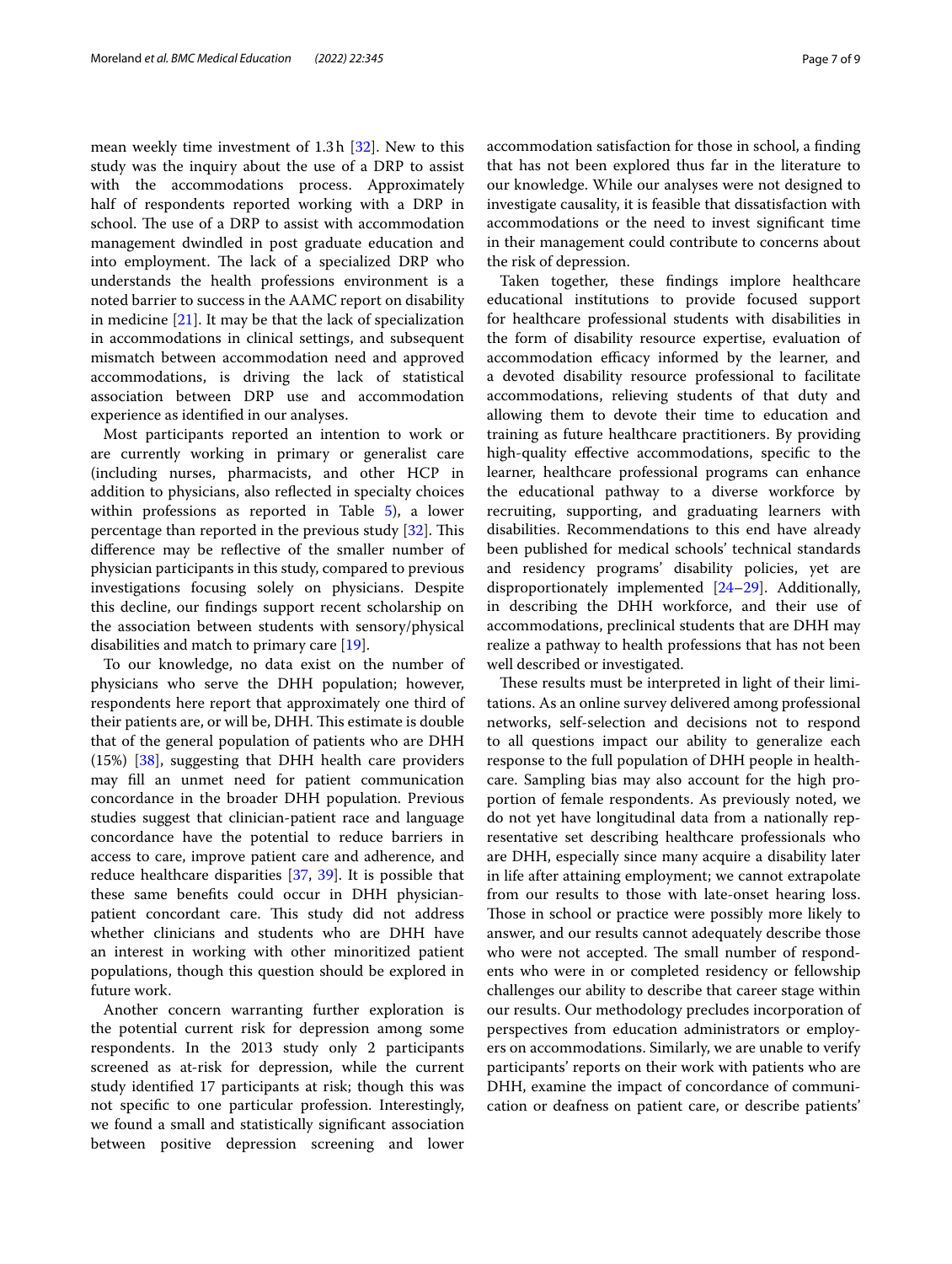mean weekly time investment of 1.3 h [32]. New to this study was the inquiry about the use of a DRP to assist with the accommodations process. Approximately half of respondents reported working with a DRP in school. The use of a DRP to assist with accommodation management dwindled in post graduate education and into employment. The lack of a specialized DRP who understands the health professions environment is a noted barrier to success in the AAMC report on disability in medicine [21]. It may be that the lack of specialization in accommodations in clinical settings, and subsequent mismatch between accommodation need and approved accommodations, is driving the lack of statistical association between DRP use and accommodation experience as identified in our analyses.

Most participants reported an intention to work or are currently working in primary or generalist care (including nurses, pharmacists, and other HCP in addition to physicians, also reflected in specialty choices within professions as reported in Table 5), a lower percentage than reported in the previous study [32]. This difference may be reflective of the smaller number of physician participants in this study, compared to previous investigations focusing solely on physicians. Despite this decline, our findings support recent scholarship on the association between students with sensory/physical disabilities and match to primary care [19].

To our knowledge, no data exist on the number of physicians who serve the DHH population; however, respondents here report that approximately one third of their patients are, or will be, DHH. This estimate is double that of the general population of patients who are DHH (15%) [38], suggesting that DHH health care providers may fill an unmet need for patient communication concordance in the broader DHH population. Previous studies suggest that clinician-patient race and language concordance have the potential to reduce barriers in access to care, improve patient care and adherence, and reduce healthcare disparities [37, 39]. It is possible that these same benefits could occur in DHH physician-patient concordant care. This study did not address whether clinicians and students who are DHH have an interest in working with other minoritized patient populations, though this question should be explored in future work.

Another concern warranting further exploration is the potential current risk for depression among some respondents. In the 2013 study only 2 participants screened as at-risk for depression, while the current study identified 17 participants at risk; though this was not specific to one particular profession. Interestingly, we found a small and statistically significant association between positive depression screening and lower accommodation satisfaction for those in school, a finding that has not been explored thus far in the literature to our knowledge. While our analyses were not designed to investigate causality, it is feasible that dissatisfaction with accommodations or the need to invest significant time in their management could contribute to concerns about the risk of depression.

Taken together, these findings implore healthcare educational institutions to provide focused support for healthcare professional students with disabilities in the form of disability resource expertise, evaluation of accommodation efficacy informed by the learner, and a devoted disability resource professional to facilitate accommodations, relieving students of that duty and allowing them to devote their time to education and training as future healthcare practitioners. By providing high-quality effective accommodations, specific to the learner, healthcare professional programs can enhance the educational pathway to a diverse workforce by recruiting, supporting, and graduating learners with disabilities. Recommendations to this end have already been published for medical schools' technical standards and residency programs' disability policies, yet are disproportionately implemented [24–29]. Additionally, in describing the DHH workforce, and their use of accommodations, preclinical students that are DHH may realize a pathway to health professions that has not been well described or investigated.

These results must be interpreted in light of their limitations. As an online survey delivered among professional networks, self-selection and decisions not to respond to all questions impact our ability to generalize each response to the full population of DHH people in healthcare. Sampling bias may also account for the high proportion of female respondents. As previously noted, we do not yet have longitudinal data from a nationally representative set describing healthcare professionals who are DHH, especially since many acquire a disability later in life after attaining employment; we cannot extrapolate from our results to those with late-onset hearing loss. Those in school or practice were possibly more likely to answer, and our results cannot adequately describe those who were not accepted. The small number of respondents who were in or completed residency or fellowship challenges our ability to describe that career stage within our results. Our methodology precludes incorporation of perspectives from education administrators or employers on accommodations. Similarly, we are unable to verify participants' reports on their work with patients who are DHH, examine the impact of concordance of communication or deafness on patient care, or describe patients'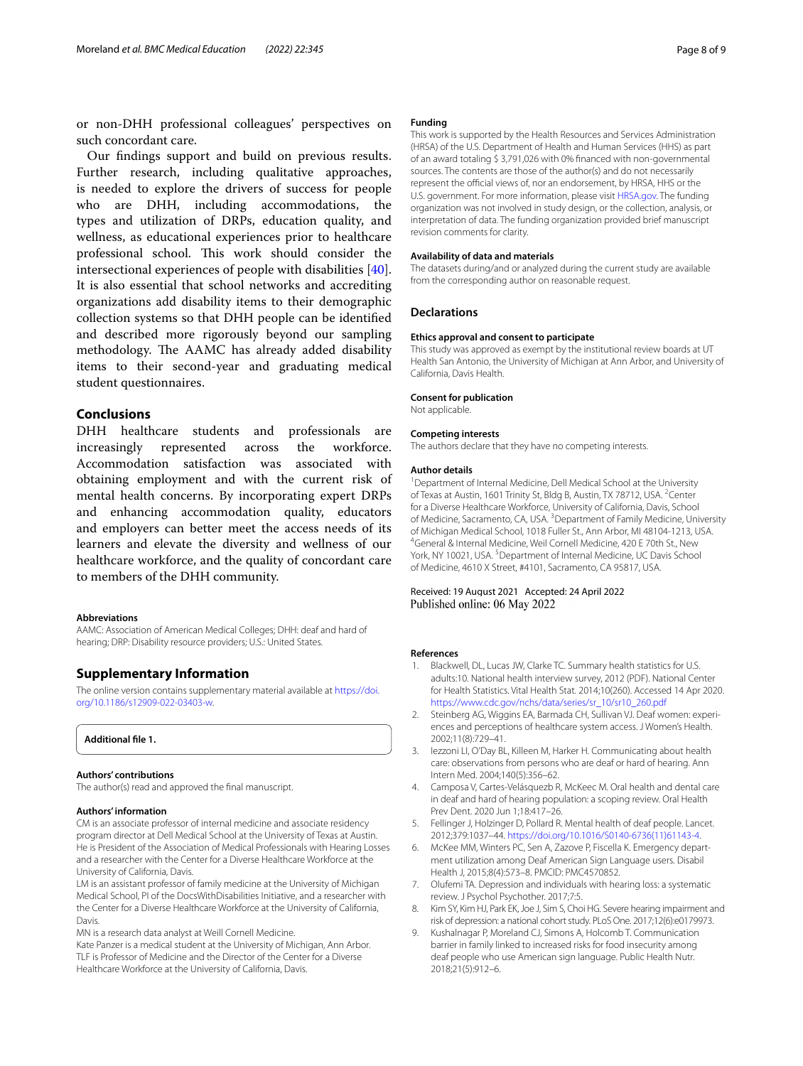or non-DHH professional colleagues' perspectives on such concordant care.

Our findings support and build on previous results. Further research, including qualitative approaches, is needed to explore the drivers of success for people who are DHH, including accommodations, the types and utilization of DRPs, education quality, and wellness, as educational experiences prior to healthcare professional school. This work should consider the intersectional experiences of people with disabilities [40]. It is also essential that school networks and accrediting organizations add disability items to their demographic collection systems so that DHH people can be identified and described more rigorously beyond our sampling methodology. The AAMC has already added disability items to their second-year and graduating medical student questionnaires.

## Conclusions

DHH healthcare students and professionals are increasingly represented across the workforce. Accommodation satisfaction was associated with obtaining employment and with the current risk of mental health concerns. By incorporating expert DRPs and enhancing accommodation quality, educators and employers can better meet the access needs of its learners and elevate the diversity and wellness of our healthcare workforce, and the quality of concordant care to members of the DHH community.

#### Abbreviations

AAMC: Association of American Medical Colleges; DHH: deaf and hard of hearing; DRP: Disability resource providers; U.S.: United States.

## Supplementary Information

The online version contains supplementary material available at https://doi.org/10.1186/s12909-022-03403-w.

**Additional file 1.**

#### Authors' contributions

The author(s) read and approved the final manuscript.

#### Authors' information

CM is an associate professor of internal medicine and associate residency program director at Dell Medical School at the University of Texas at Austin. He is President of the Association of Medical Professionals with Hearing Losses and a researcher with the Center for a Diverse Healthcare Workforce at the University of California, Davis.

LM is an assistant professor of family medicine at the University of Michigan Medical School, PI of the DocsWithDisabilities Initiative, and a researcher with the Center for a Diverse Healthcare Workforce at the University of California, Davis.

MN is a research data analyst at Weill Cornell Medicine.

Kate Panzer is a medical student at the University of Michigan, Ann Arbor. TLF is Professor of Medicine and the Director of the Center for a Diverse Healthcare Workforce at the University of California, Davis.

#### Funding

This work is supported by the Health Resources and Services Administration (HRSA) of the U.S. Department of Health and Human Services (HHS) as part of an award totaling $ 3,791,026 with 0% financed with non-governmental sources. The contents are those of the author(s) and do not necessarily represent the official views of, nor an endorsement, by HRSA, HHS or the U.S. government. For more information, please visit HRSA.gov. The funding organization was not involved in study design, or the collection, analysis, or interpretation of data. The funding organization provided brief manuscript revision comments for clarity.

#### Availability of data and materials

The datasets during/and or analyzed during the current study are available from the corresponding author on reasonable request.

## Declarations

#### Ethics approval and consent to participate

This study was approved as exempt by the institutional review boards at UT Health San Antonio, the University of Michigan at Ann Arbor, and University of California, Davis Health.

#### Consent for publication

Not applicable.

#### Competing interests

The authors declare that they have no competing interests.

#### Author details

[1] Department of Internal Medicine, Dell Medical School at the University of Texas at Austin, 1601 Trinity St, Bldg B, Austin, TX 78712, USA. [2] Center for a Diverse Healthcare Workforce, University of California, Davis, School of Medicine, Sacramento, CA, USA. [3] Department of Family Medicine, University of Michigan Medical School, 1018 Fuller St., Ann Arbor, MI 48104-1213, USA. [4] General & Internal Medicine, Weil Cornell Medicine, 420 E 70th St., New York, NY 10021, USA. [5] Department of Internal Medicine, UC Davis School of Medicine, 4610 X Street, #4101, Sacramento, CA 95817, USA.

Received: 19 August 2021 Accepted: 24 April 2022
Published online: 06 May 2022

#### References

1. Blackwell, DL, Lucas JW, Clarke TC. Summary health statistics for U.S. adults:10. National health interview survey, 2012 (PDF). National Center for Health Statistics. Vital Health Stat. 2014;10(260). Accessed 14 Apr 2020. https://www.cdc.gov/nchs/data/series/sr_10/sr10_260.pdf
2. Steinberg AG, Wiggins EA, Barmada CH, Sullivan VJ. Deaf women: experiences and perceptions of healthcare system access. J Women's Health. 2002;11(8):729–41.
3. Iezzoni LI, O'Day BL, Killeen M, Harker H. Communicating about health care: observations from persons who are deaf or hard of hearing. Ann Intern Med. 2004;140(5):356–62.
4. Camposa V, Cartes-Velásquezb R, McKeec M. Oral health and dental care in deaf and hard of hearing population: a scoping review. Oral Health Prev Dent. 2020 Jun 1;18:417–26.
5. Fellinger J, Holzinger D, Pollard R. Mental health of deaf people. Lancet. 2012;379:1037–44. https://doi.org/10.1016/S0140-6736(11)61143-4.
6. McKee MM, Winters PC, Sen A, Zazove P, Fiscella K. Emergency department utilization among Deaf American Sign Language users. Disabil Health J, 2015;8(4):573–8. PMCID: PMC4570852.
7. Olufemi TA. Depression and individuals with hearing loss: a systematic review. J Psychol Psychother. 2017;7:5.
8. Kim SY, Kim HJ, Park EK, Joe J, Sim S, Choi HG. Severe hearing impairment and risk of depression: a national cohort study. PLoS One. 2017;12(6):e0179973.
9. Kushalnagar P, Moreland CJ, Simons A, Holcomb T. Communication barrier in family linked to increased risks for food insecurity among deaf people who use American sign language. Public Health Nutr. 2018;21(5):912–6.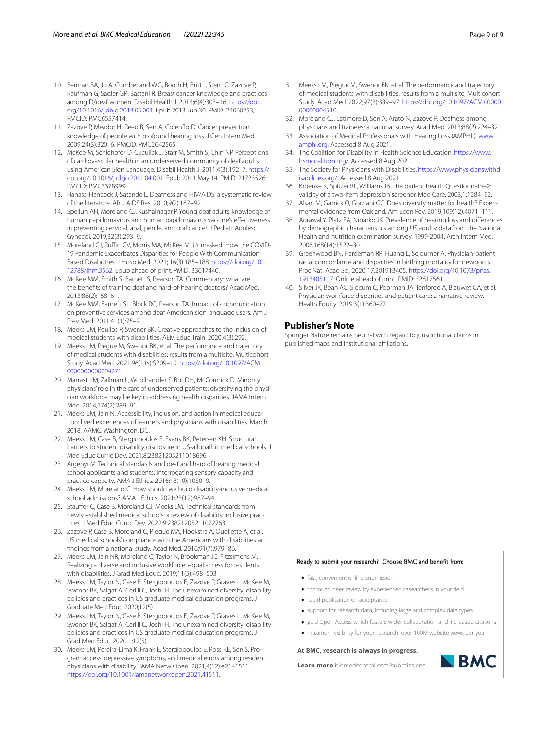10. Berman BA, Jo A, Cumberland WG, Booth H, Britt J, Stern C, Zazove P, Kaufman G, Sadler GR, Bastani R. Breast cancer knowledge and practices among D/deaf women. Disabil Health J. 2013;6(4):303–16. https://doi.org/10.1016/j.dhjo.2013.05.001. Epub 2013 Jun 30. PMID: 24060253; PMCID: PMC6557414.
11. Zazove P, Meador H, Reed B, Sen A, Gorenflo D. Cancer prevention knowledge of people with profound hearing loss. J Gen Intern Med, 2009;24(3):320–6. PMCID: PMC2642565.
12. McKee M, Schlehofer D, Cuculick J, Starr M, Smith S, Chin NP. Perceptions of cardiovascular health in an underserved community of deaf adults using American Sign Language. Disabil Health J. 2011;4(3):192–7. https://doi.org/10.1016/j.dhjo.2011.04.001. Epub 2011 May 14. PMID: 21723526; PMCID: PMC3378999.
13. Hanass-Hancock J, Satande L. Deafness and HIV/AIDS: a systematic review of the literature. Afr J AIDS Res. 2010;9(2):187–92.
14. Spellun AH, Moreland CJ, Kushalnagar P. Young deaf adults' knowledge of human papillomavirus and human papillomavirus vaccine's effectiveness in preventing cervical, anal, penile, and oral cancer. J Pediatr Adolesc Gynecol. 2019;32(3):293–9.
15. Moreland CJ, Ruffin CV, Morris MA, McKee M. Unmasked: How the COVID-19 Pandemic Exacerbates Disparities for People With Communication-Based Disabilities. J Hosp Med. 2021; 16(3):185–188. https://doi.org/10.12788/jhm.3562. Epub ahead of print. PMID: 33617440.
16. McKee MM, Smith S, Barnett S, Pearson TA. Commentary: what are the benefits of training deaf and hard-of-hearing doctors? Acad Med. 2013;88(2):158–61.
17. McKee MM, Barnett SL, Block RC, Pearson TA. Impact of communication on preventive services among deaf American sign language users. Am J Prev Med. 2011;41(1):75–9.
18. Meeks LM, Poullos P, Swenor BK. Creative approaches to the inclusion of medical students with disabilities. AEM Educ Train. 2020;4(3):292.
19. Meeks LM, Plegue M, Swenor BK, et al. The performance and trajectory of medical students with disabilities: results from a multisite, Multicohort Study. Acad Med. 2021;96(11s):S209–10. https://doi.org/10.1097/ACM.0000000000004271.
20. Marrast LM, Zallman L, Woolhandler S, Bor DH, McCormick D. Minority physicians' role in the care of underserved patients: diversifying the physician workforce may be key in addressing health disparities. JAMA Intern Med. 2014;174(2):289–91.
21. Meeks LM, Jain N. Accessibility, inclusion, and action in medical education: lived experiences of learners and physicians with disabilities. March 2018, AAMC. Washington, DC.
22. Meeks LM, Case B, Stergiopoulos E, Evans BK, Petersen KH. Structural barriers to student disability disclosure in US-allopathic medical schools. J Med Educ Curric Dev. 2021;8:23821205211018696.
23. Argenyi M. Technical standards and deaf and hard of hearing medical school applicants and students: interrogating sensory capacity and practice capacity. AMA J Ethics. 2016;18(10):1050–9.
24. Meeks LM, Moreland C. How should we build disability-inclusive medical school admissions? AMA J Ethics. 2021;23(12):987–94.
25. Stauffer C, Case B, Moreland CJ, Meeks LM. Technical standards from newly established medical schools: a review of disability inclusive practices. J Med Educ Curric Dev. 2022;9:23821205211072763.
26. Zazove P, Case B, Moreland C, Plegue MA, Hoekstra A, Ouellette A, et al. US medical schools' compliance with the Americans with disabilities act: findings from a national study. Acad Med. 2016;91(7):979–86.
27. Meeks LM, Jain NR, Moreland CJ, Taylor N, Brookman JC, Fitzsimons M. Realizing a diverse and inclusive workforce: equal access for residents with disabilities. J Grad Med Educ. 2019;11(5):498–503.
28. Meeks LM, Taylor N, Case B, Stergiopoulos E, Zazove P, Graves L, McKee M, Swenor BK, Salgat A, Cerilli C, Joshi H. The unexamined diversity: disability policies and practices in US graduate medical education programs. J Graduate Med Educ 2020;12(5).
29. Meeks LM, Taylor N, Case B, Stergiopoulos E, Zazove P, Graves L, McKee M, Swenor BK, Salgat A, Cerilli C, Joshi H. The unexamined diversity: disability policies and practices in US graduate medical education programs. J Grad Med Educ. 2020 1;12(5).
30. Meeks LM, Pereira-Lima K, Frank E, Stergiopoulos E, Ross KE, Sen S. Program access, depressive symptoms, and medical errors among resident physicians with disability. JAMA Netw Open. 2021;4(12):e2141511. https://doi.org/10.1001/jamanetworkopen.2021.41511.
31. Meeks LM, Plegue M, Swenor BK, et al. The performance and trajectory of medical students with disabilities: results from a multisite, Multicohort Study. Acad Med. 2022;97(3):389–97. https://doi.org/10.1097/ACM.0000000000004510.
32. Moreland CJ, Latimore D, Sen A, Arato N, Zazove P. Deafness among physicians and trainees: a national survey. Acad Med. 2013;88(2):224–32.
33. Association of Medical Professionals with Hearing Loss (AMPHL). www.amphl.org. Accessed 8 Aug 2021.
34. The Coalition for Disability in Health Science Education. https://www.hsmcoalition.org/. Accessed 8 Aug 2021.
35. The Society for Physicians with Disabilities. https://www.physicianswithdisabilities.org/. Accessed 8 Aug 2021.
36. Kroenke K, Spitzer RL, Williams JB. The patient health Questionnaire-2: validity of a two-item depression screener. Med Care. 2003;1:1284–92.
37. Alsan M, Garrick O, Graziani GC. Does diversity matter for health? Experimental evidence from Oakland. Am Econ Rev. 2019;109(12):4071–111.
38. Agrawal Y, Platz EA, Niparko JK. Prevalence of hearing loss and differences by demographic characteristics among US adults: data from the National Health and nutrition examination survey, 1999-2004. Arch Intern Med. 2008;168(14):1522–30.
39. Greenwood BN, Hardeman RR, Huang L, Sojourner A. Physician-patient racial concordance and disparities in birthing mortality for newborns. Proc Natl Acad Sci, 2020 17:201913405. https://doi.org/10.1073/pnas.1913405117. Online ahead of print. PMID: 32817561
40. Silver JK, Bean AC, Slocum C, Poorman JA, Tenforde A, Blauwet CA, et al. Physician workforce disparities and patient care: a narrative review. Health Equity. 2019;3(1):360–77.

## Publisher's Note

Springer Nature remains neutral with regard to jurisdictional claims in published maps and institutional affiliations.

Ready to submit your research? Choose BMC and benefit from:

- fast, convenient online submission
- thorough peer review by experienced researchers in your field
- rapid publication on acceptance
- support for research data, including large and complex data types
- gold Open Access which fosters wider collaboration and increased citations
- maximum visibility for your research: over 100M website views per year

**At BMC, research is always in progress.**

**Learn more** biomedcentral.com/submissions